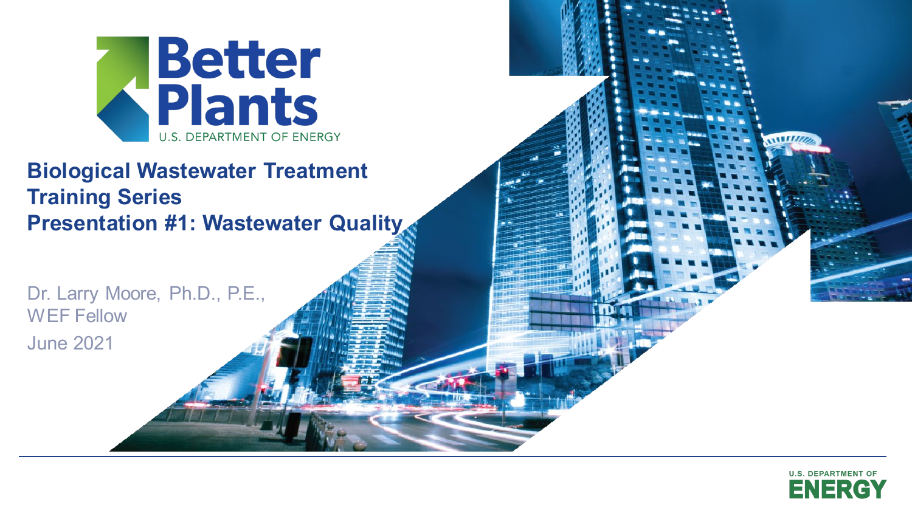Better Plants
U.S. DEPARTMENT OF ENERGY

# Biological Wastewater Treatment Training Series
# Presentation #1: Wastewater Quality

Dr. Larry Moore, Ph.D., P.E., WEF Fellow

June 2021

U.S. DEPARTMENT OF ENERGY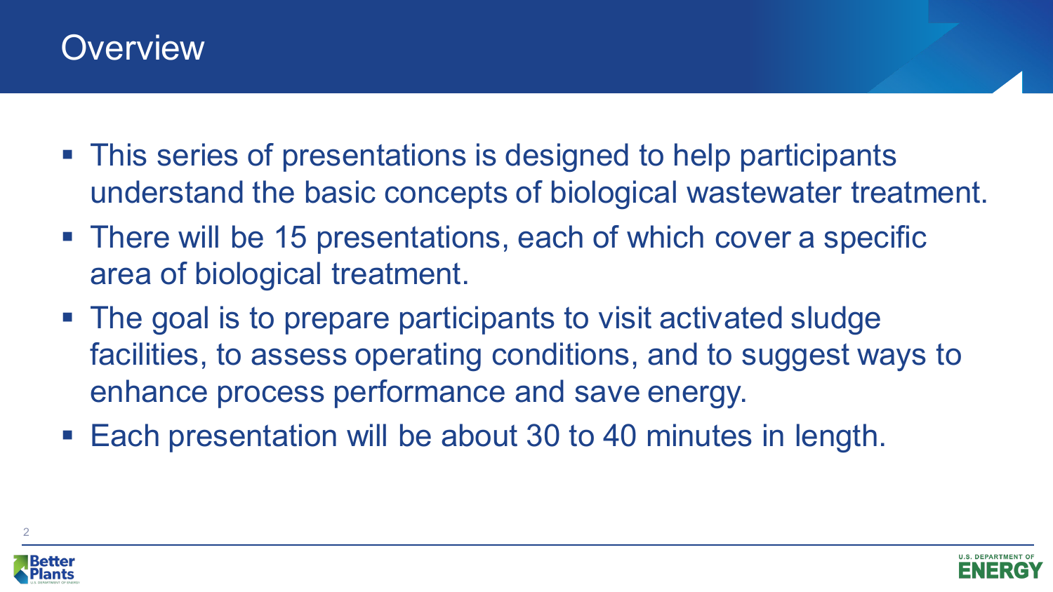# Overview

- This series of presentations is designed to help participants understand the basic concepts of biological wastewater treatment.
- There will be 15 presentations, each of which cover a specific area of biological treatment.
- The goal is to prepare participants to visit activated sludge facilities, to assess operating conditions, and to suggest ways to enhance process performance and save energy.
- Each presentation will be about 30 to 40 minutes in length.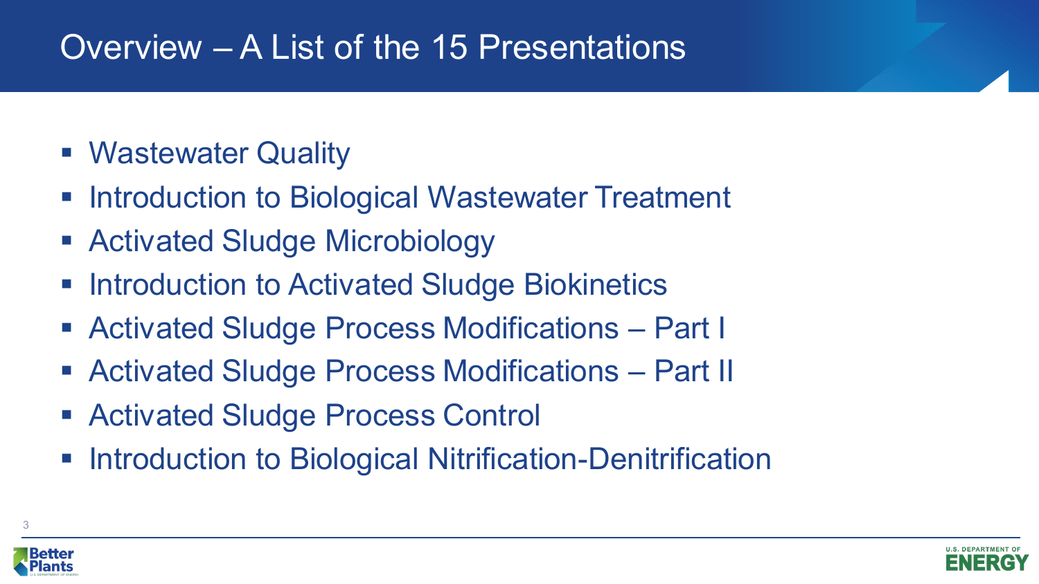# Overview – A List of the 15 Presentations

- Wastewater Quality
- Introduction to Biological Wastewater Treatment
- Activated Sludge Microbiology
- Introduction to Activated Sludge Biokinetics
- Activated Sludge Process Modifications – Part I
- Activated Sludge Process Modifications – Part II
- Activated Sludge Process Control
- Introduction to Biological Nitrification-Denitrification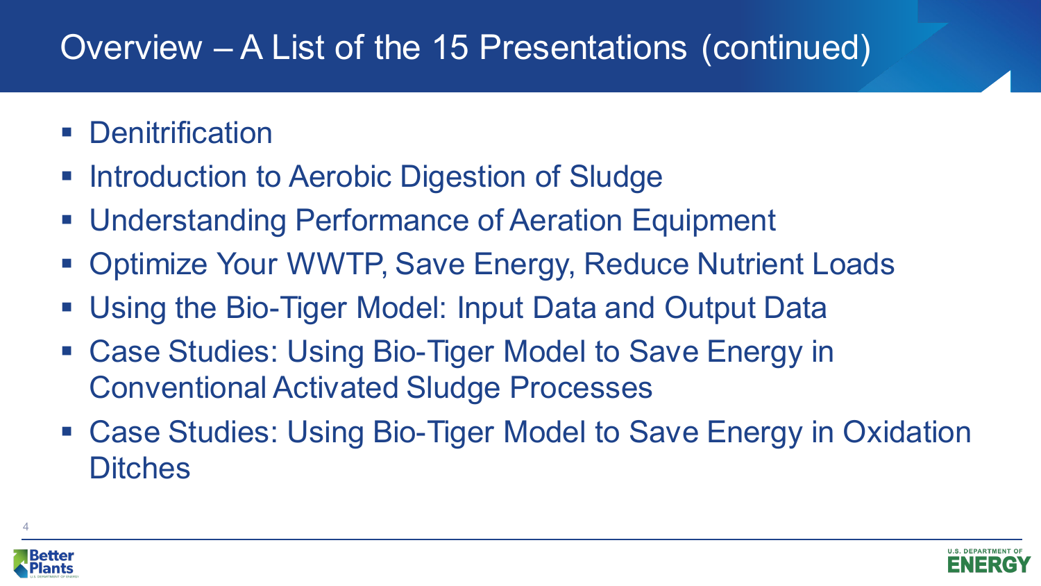# Overview – A List of the 15 Presentations (continued)

- Denitrification
- Introduction to Aerobic Digestion of Sludge
- Understanding Performance of Aeration Equipment
- Optimize Your WWTP, Save Energy, Reduce Nutrient Loads
- Using the Bio-Tiger Model: Input Data and Output Data
- Case Studies: Using Bio-Tiger Model to Save Energy in Conventional Activated Sludge Processes
- Case Studies: Using Bio-Tiger Model to Save Energy in Oxidation Ditches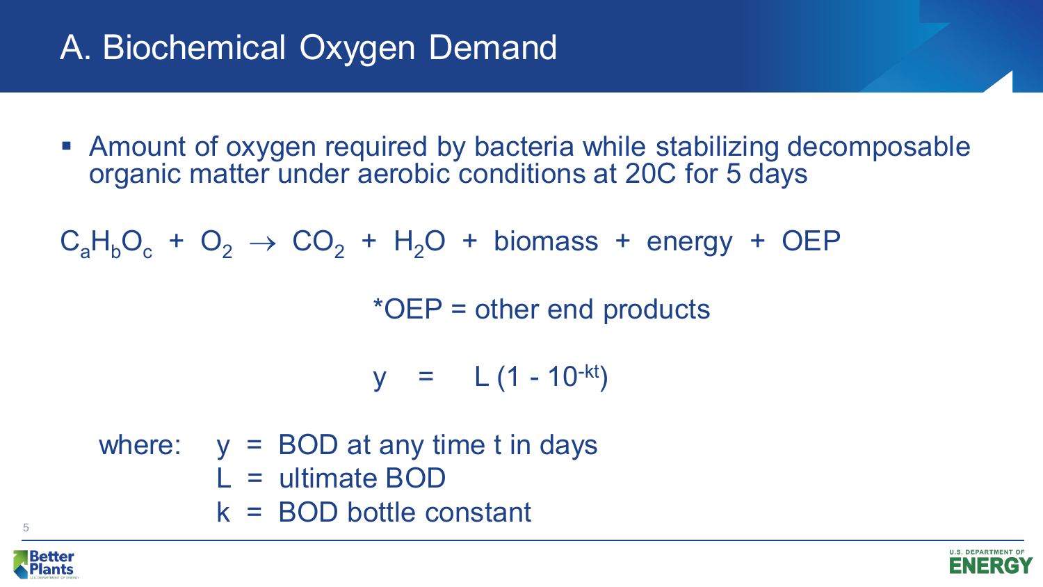# A. Biochemical Oxygen Demand

- Amount of oxygen required by bacteria while stabilizing decomposable organic matter under aerobic conditions at 20C for 5 days

$$C_aH_bO_c + O_2 \rightarrow CO_2 + H_2O + \text{biomass} + \text{energy} + \text{OEP}$$

*OEP = other end products

$$y = L(1 - 10^{-kt})$$

where:
- $y$ = BOD at any time t in days
- $L$ = ultimate BOD
- $k$ = BOD bottle constant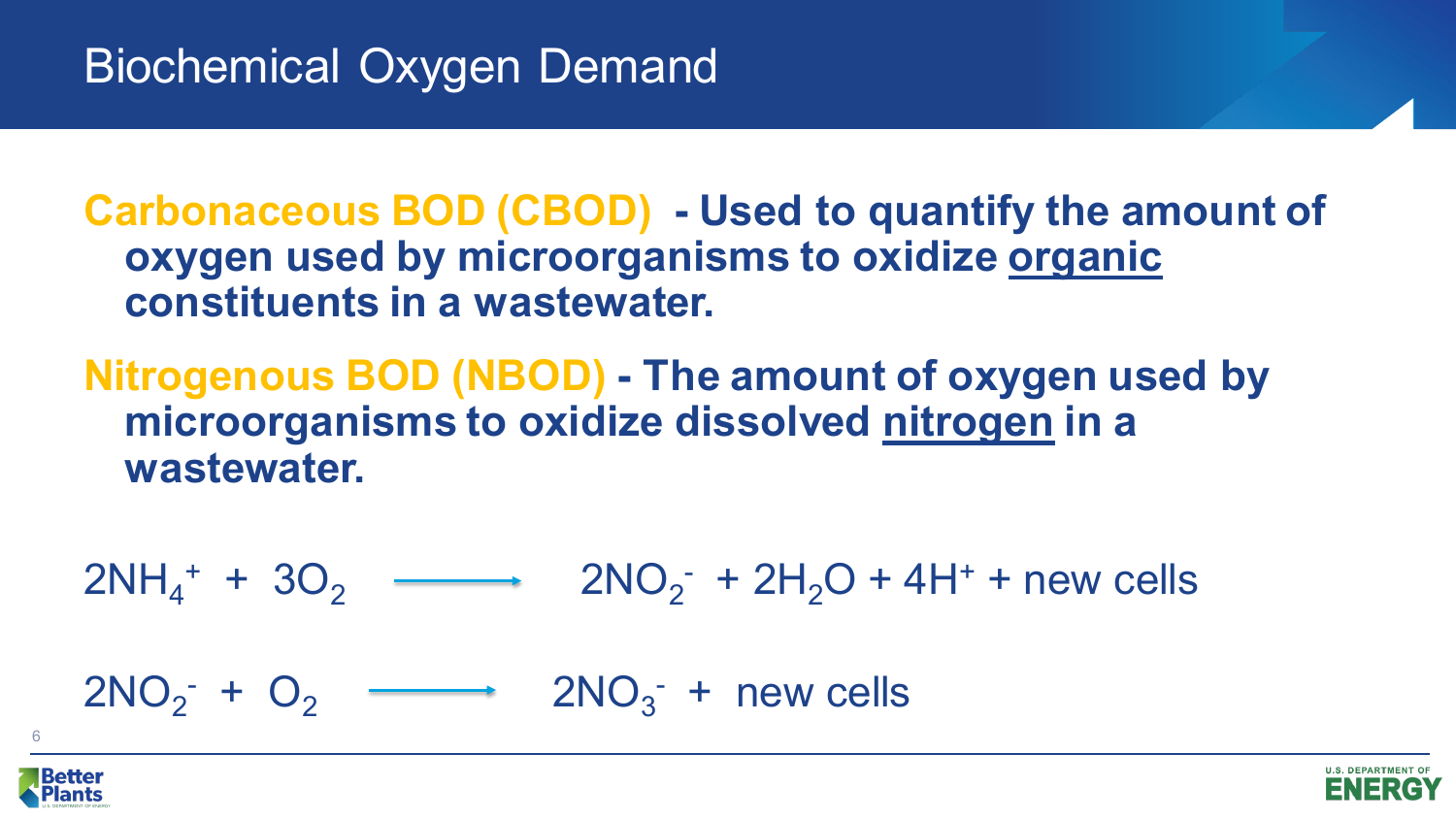# Biochemical Oxygen Demand

**Carbonaceous BOD (CBOD) - Used to quantify the amount of oxygen used by microorganisms to oxidize <u>organic</u> constituents in a wastewater.**

**Nitrogenous BOD (NBOD) - The amount of oxygen used by microorganisms to oxidize dissolved <u>nitrogen</u> in a wastewater.**

$$2NH_4^+ + 3O_2 \longrightarrow 2NO_2^- + 2H_2O + 4H^+ + \text{new cells}$$

$$2NO_2^- + O_2 \longrightarrow 2NO_3^- + \text{new cells}$$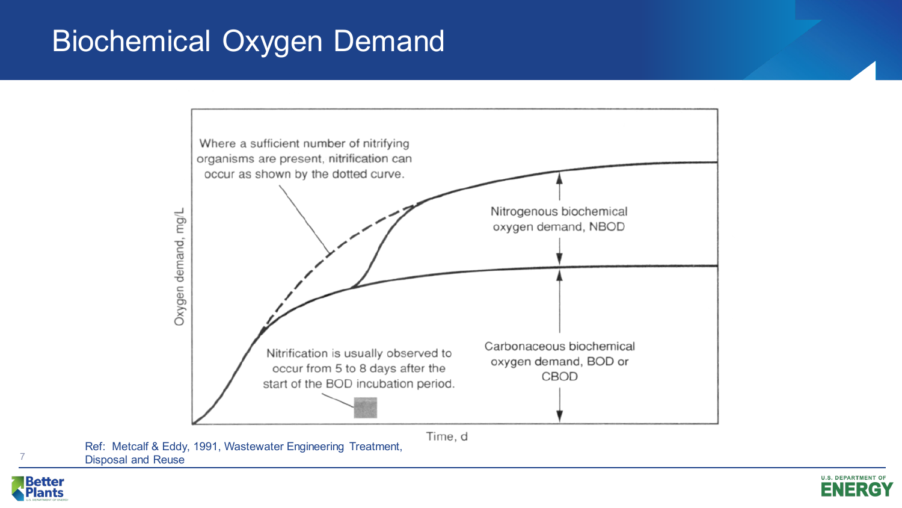# Biochemical Oxygen Demand

Where a sufficient number of nitrifying organisms are present, nitrification can occur as shown by the dotted curve.

Nitrogenous biochemical oxygen demand, NBOD

Carbonaceous biochemical oxygen demand, BOD or CBOD

Nitrification is usually observed to occur from 5 to 8 days after the start of the BOD incubation period.

Oxygen demand, mg/L

Time, d

Ref: Metcalf & Eddy, 1991, Wastewater Engineering Treatment, Disposal and Reuse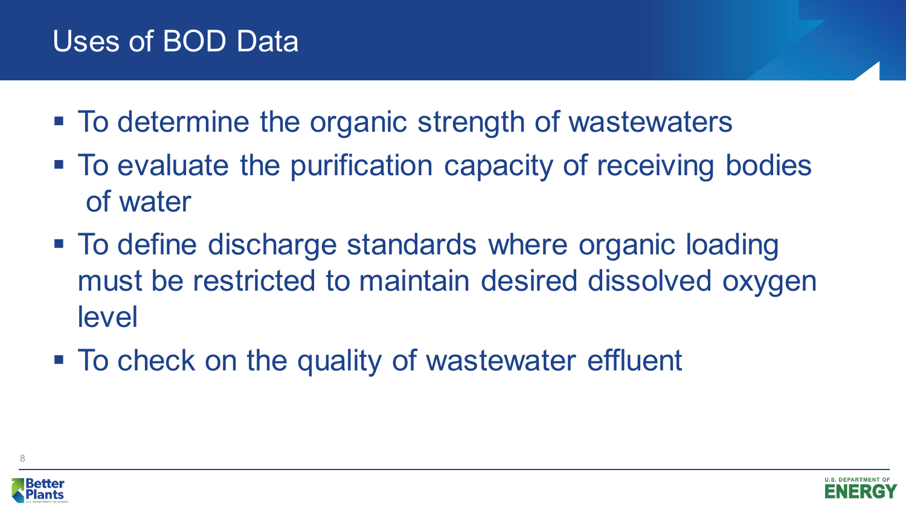# Uses of BOD Data

- To determine the organic strength of wastewaters
- To evaluate the purification capacity of receiving bodies of water
- To define discharge standards where organic loading must be restricted to maintain desired dissolved oxygen level
- To check on the quality of wastewater effluent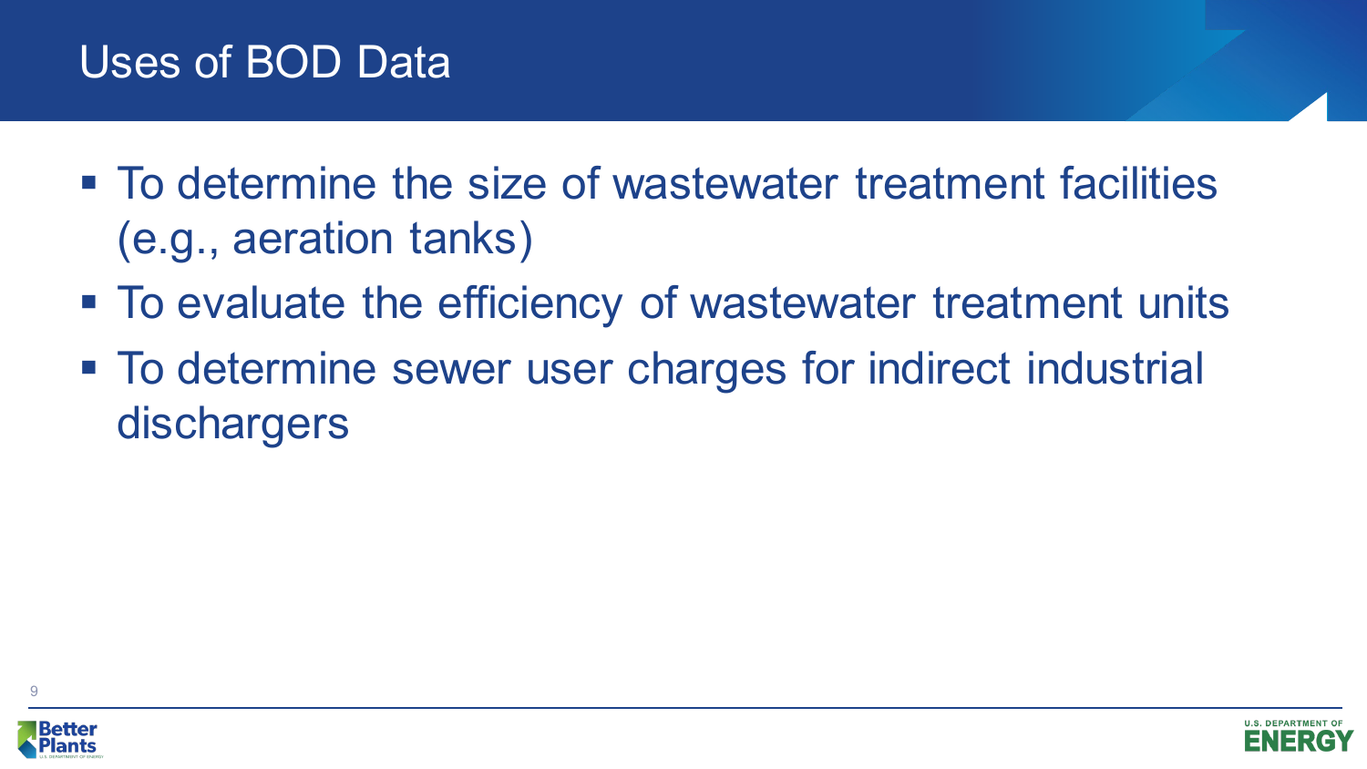# Uses of BOD Data

- To determine the size of wastewater treatment facilities (e.g., aeration tanks)
- To evaluate the efficiency of wastewater treatment units
- To determine sewer user charges for indirect industrial dischargers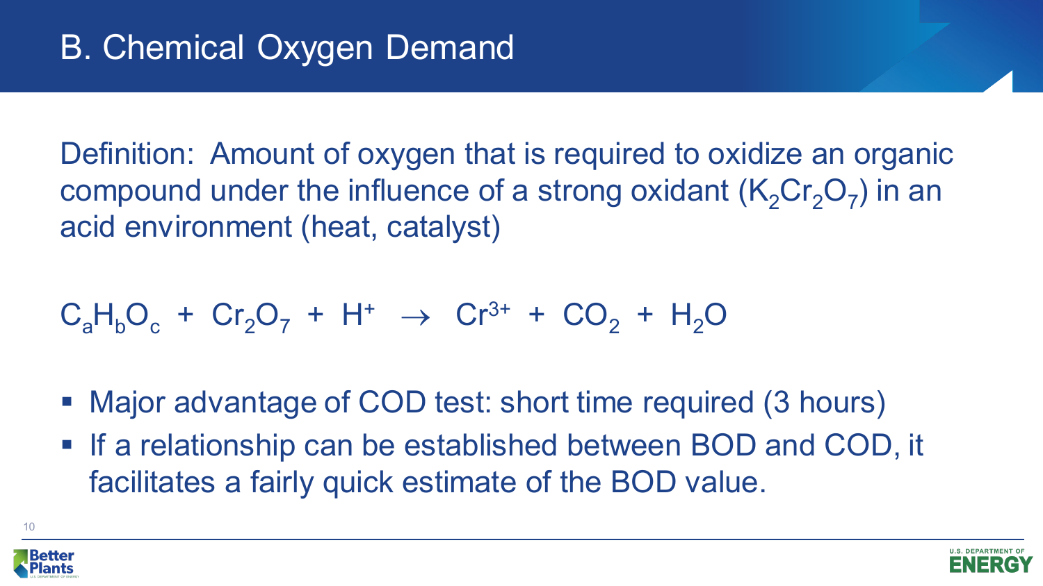# B. Chemical Oxygen Demand

Definition: Amount of oxygen that is required to oxidize an organic compound under the influence of a strong oxidant ($K_2Cr_2O_7$) in an acid environment (heat, catalyst)

$$C_aH_bO_c + Cr_2O_7 + H^+ \rightarrow Cr^{3+} + CO_2 + H_2O$$

- Major advantage of COD test: short time required (3 hours)
- If a relationship can be established between BOD and COD, it facilitates a fairly quick estimate of the BOD value.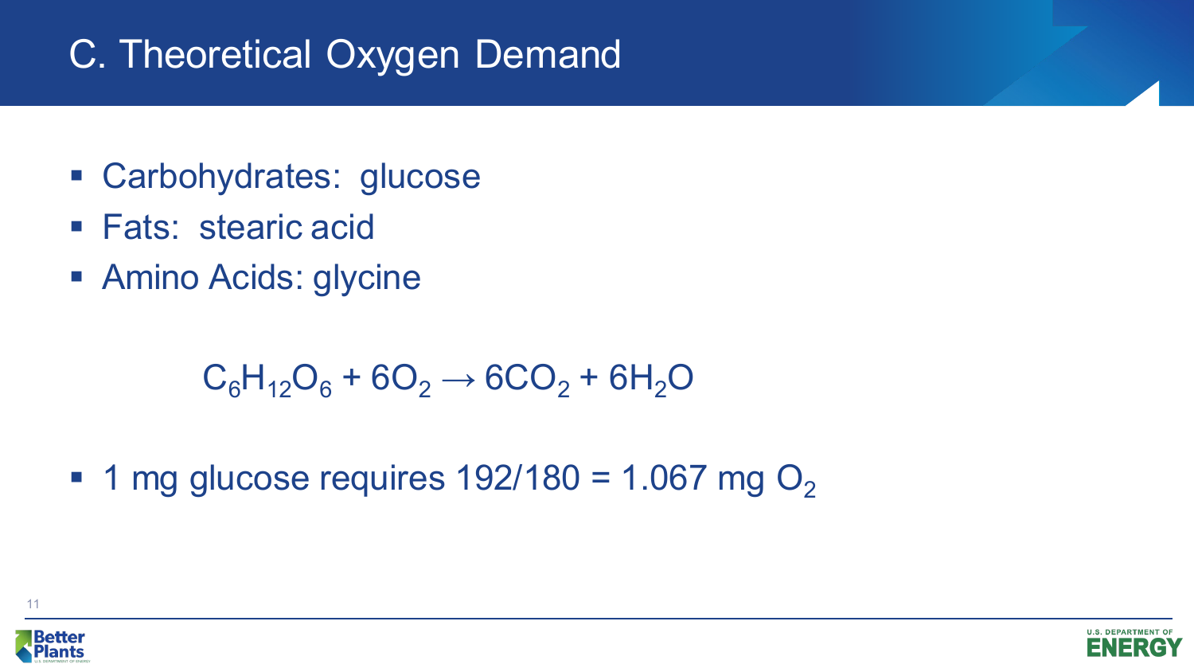# C. Theoretical Oxygen Demand

- Carbohydrates: glucose
- Fats: stearic acid
- Amino Acids: glycine

$$C_6H_{12}O_6 + 6O_2 \rightarrow 6CO_2 + 6H_2O$$

- 1 mg glucose requires 192/180 = 1.067 mg $O_2$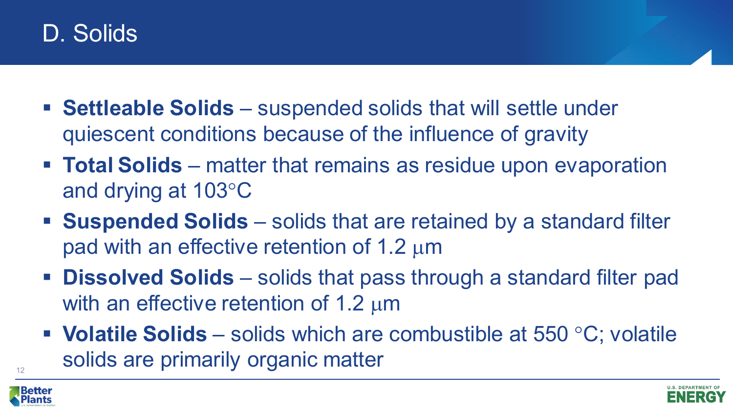# D. Solids

- **Settleable Solids** – suspended solids that will settle under quiescent conditions because of the influence of gravity
- **Total Solids** – matter that remains as residue upon evaporation and drying at 103°C
- **Suspended Solids** – solids that are retained by a standard filter pad with an effective retention of 1.2 $\mu$m
- **Dissolved Solids** – solids that pass through a standard filter pad with an effective retention of 1.2 $\mu$m
- **Volatile Solids** – solids which are combustible at 550 °C; volatile solids are primarily organic matter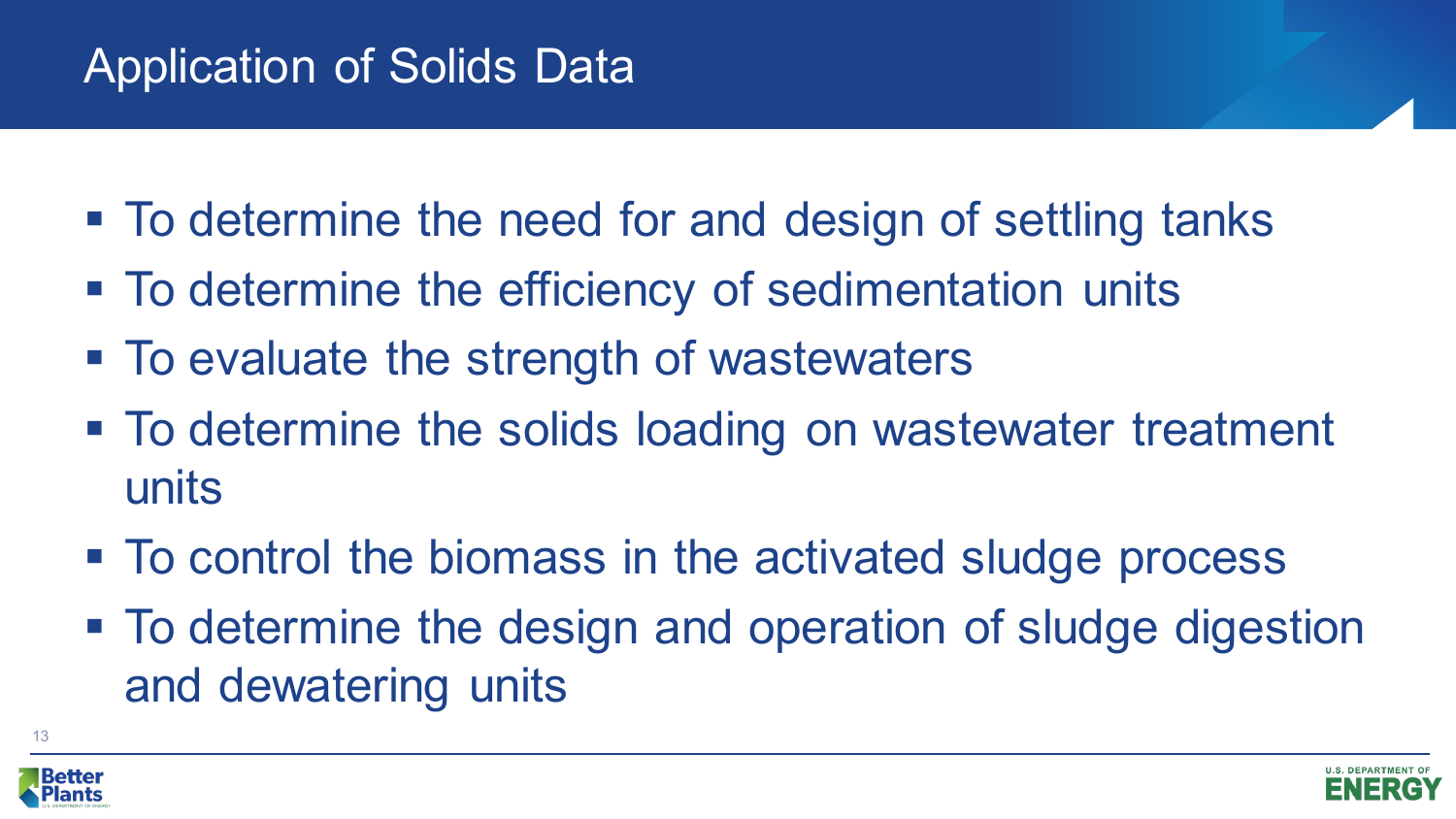# Application of Solids Data

- To determine the need for and design of settling tanks
- To determine the efficiency of sedimentation units
- To evaluate the strength of wastewaters
- To determine the solids loading on wastewater treatment units
- To control the biomass in the activated sludge process
- To determine the design and operation of sludge digestion and dewatering units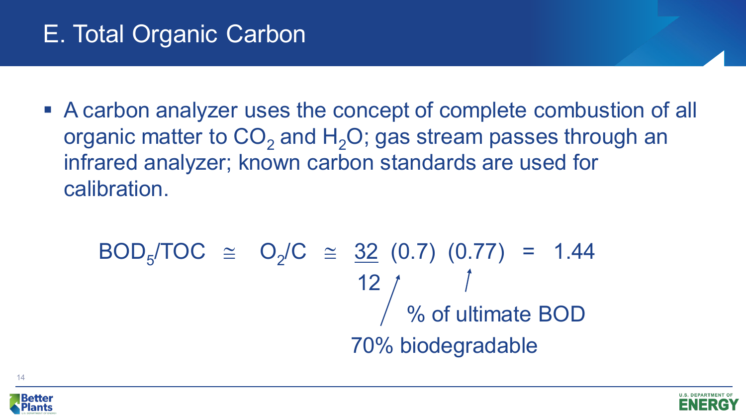# E. Total Organic Carbon

- A carbon analyzer uses the concept of complete combustion of all organic matter to $CO_2$ and $H_2O$; gas stream passes through an infrared analyzer; known carbon standards are used for calibration.

$$BOD_5/TOC \cong O_2/C \cong \frac{32}{12}(0.7)(0.77) = 1.44$$

(0.7): 70% biodegradable

(0.77): % of ultimate BOD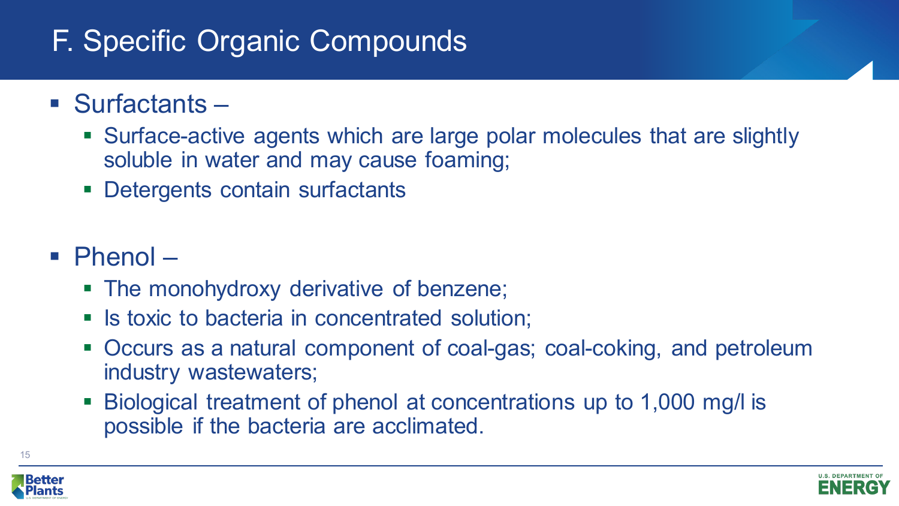# F. Specific Organic Compounds

- Surfactants –
  - Surface-active agents which are large polar molecules that are slightly soluble in water and may cause foaming;
  - Detergents contain surfactants

- Phenol –
  - The monohydroxy derivative of benzene;
  - Is toxic to bacteria in concentrated solution;
  - Occurs as a natural component of coal-gas; coal-coking, and petroleum industry wastewaters;
  - Biological treatment of phenol at concentrations up to 1,000 mg/l is possible if the bacteria are acclimated.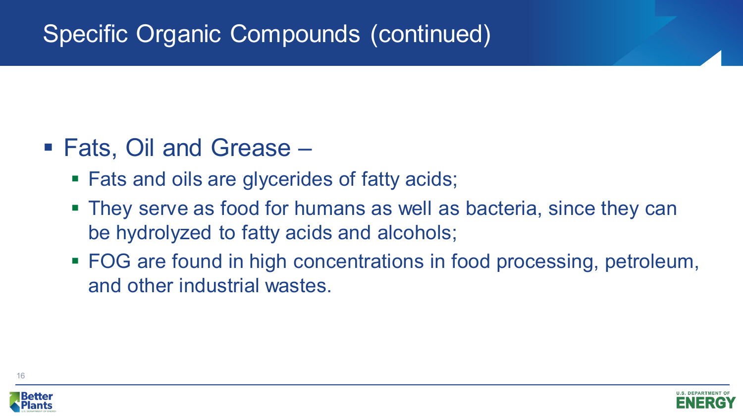# Specific Organic Compounds (continued)

- Fats, Oil and Grease –
  - Fats and oils are glycerides of fatty acids;
  - They serve as food for humans as well as bacteria, since they can be hydrolyzed to fatty acids and alcohols;
  - FOG are found in high concentrations in food processing, petroleum, and other industrial wastes.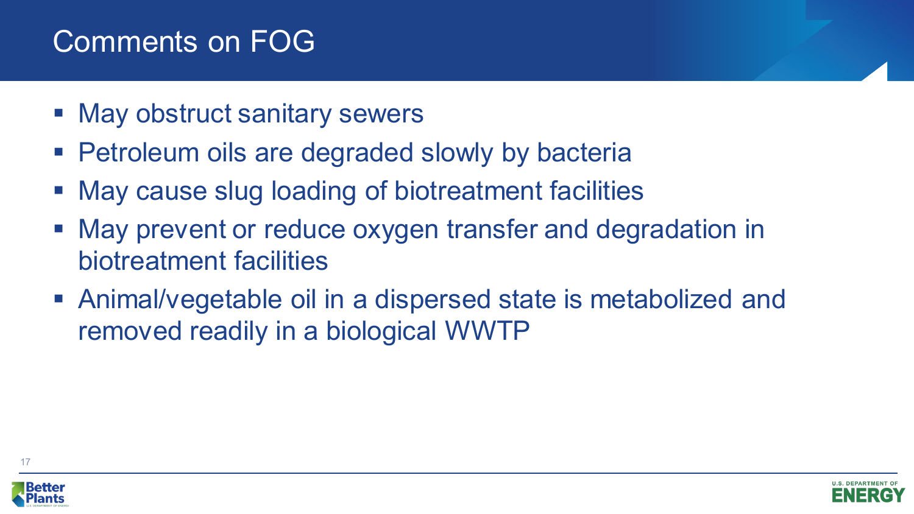# Comments on FOG

- May obstruct sanitary sewers
- Petroleum oils are degraded slowly by bacteria
- May cause slug loading of biotreatment facilities
- May prevent or reduce oxygen transfer and degradation in biotreatment facilities
- Animal/vegetable oil in a dispersed state is metabolized and removed readily in a biological WWTP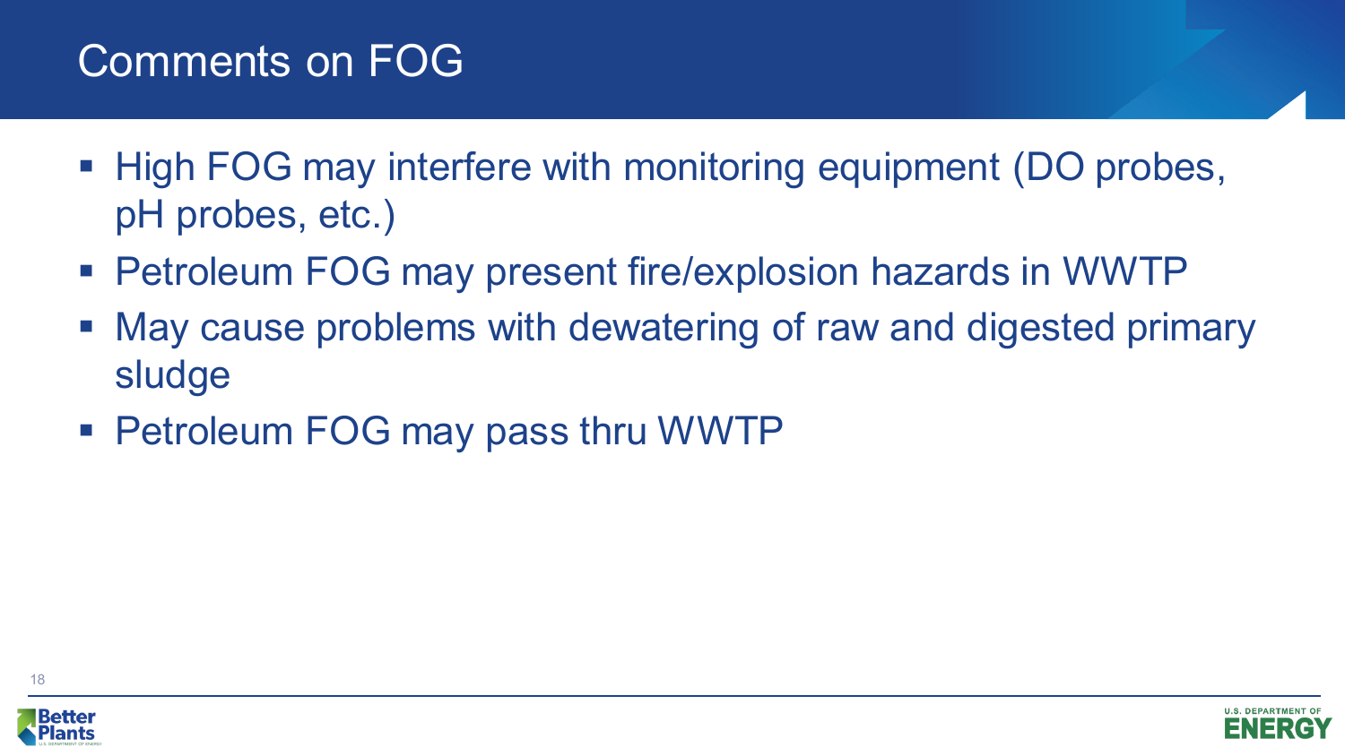# Comments on FOG

- High FOG may interfere with monitoring equipment (DO probes, pH probes, etc.)
- Petroleum FOG may present fire/explosion hazards in WWTP
- May cause problems with dewatering of raw and digested primary sludge
- Petroleum FOG may pass thru WWTP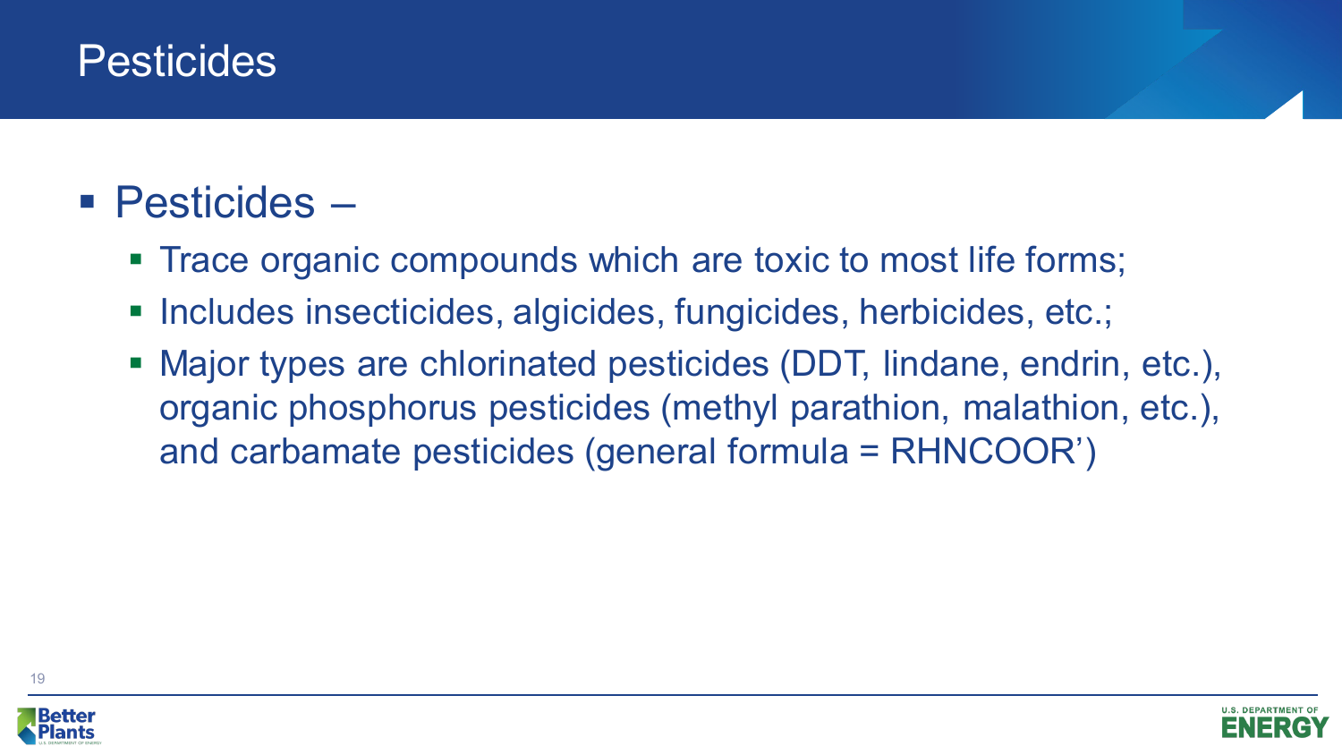# Pesticides

- Pesticides –
  - Trace organic compounds which are toxic to most life forms;
  - Includes insecticides, algicides, fungicides, herbicides, etc.;
  - Major types are chlorinated pesticides (DDT, lindane, endrin, etc.), organic phosphorus pesticides (methyl parathion, malathion, etc.), and carbamate pesticides (general formula = RHNCOOR')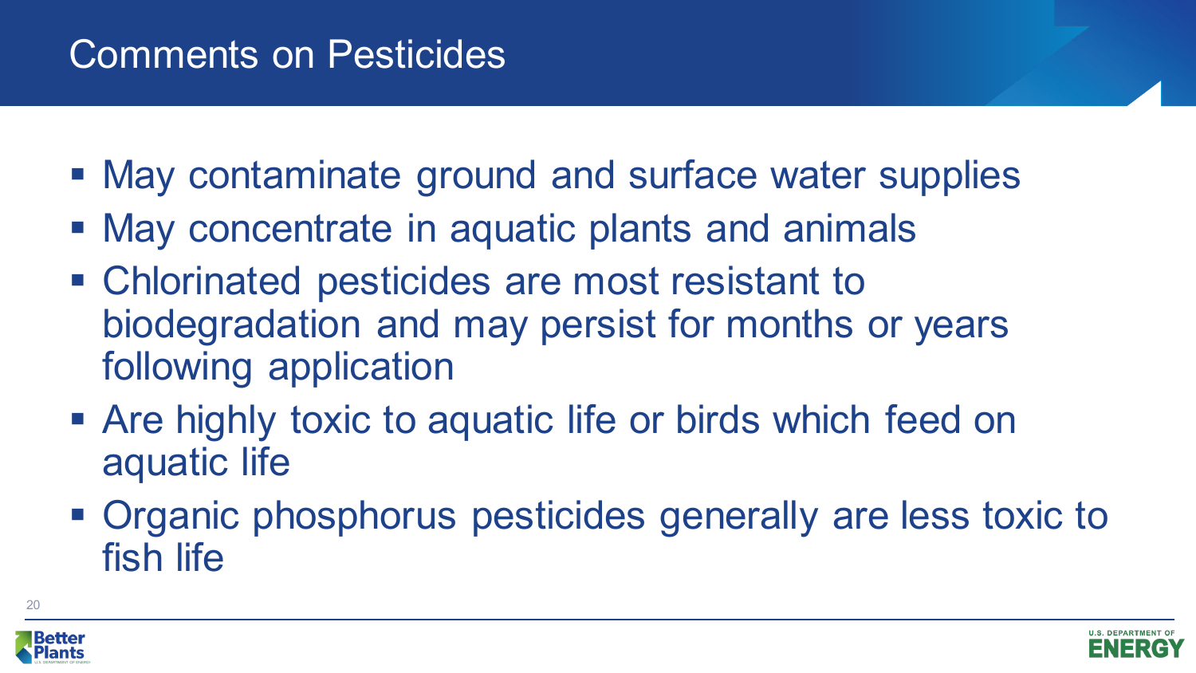# Comments on Pesticides

- May contaminate ground and surface water supplies
- May concentrate in aquatic plants and animals
- Chlorinated pesticides are most resistant to biodegradation and may persist for months or years following application
- Are highly toxic to aquatic life or birds which feed on aquatic life
- Organic phosphorus pesticides generally are less toxic to fish life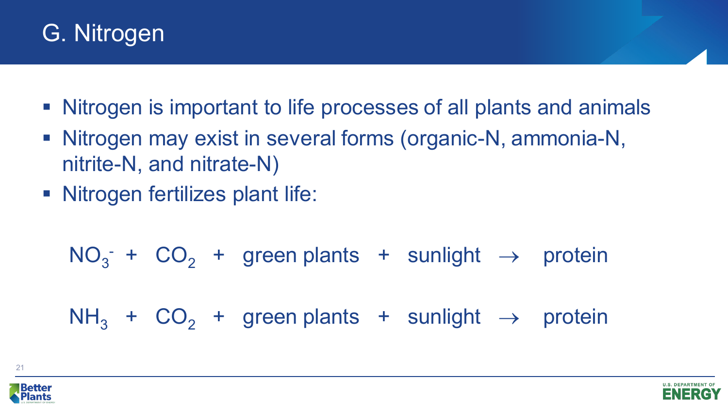# G. Nitrogen

- Nitrogen is important to life processes of all plants and animals
- Nitrogen may exist in several forms (organic-N, ammonia-N, nitrite-N, and nitrate-N)
- Nitrogen fertilizes plant life:

$$NO_3^- + CO_2 + \text{green plants} + \text{sunlight} \rightarrow \text{protein}$$

$$NH_3 + CO_2 + \text{green plants} + \text{sunlight} \rightarrow \text{protein}$$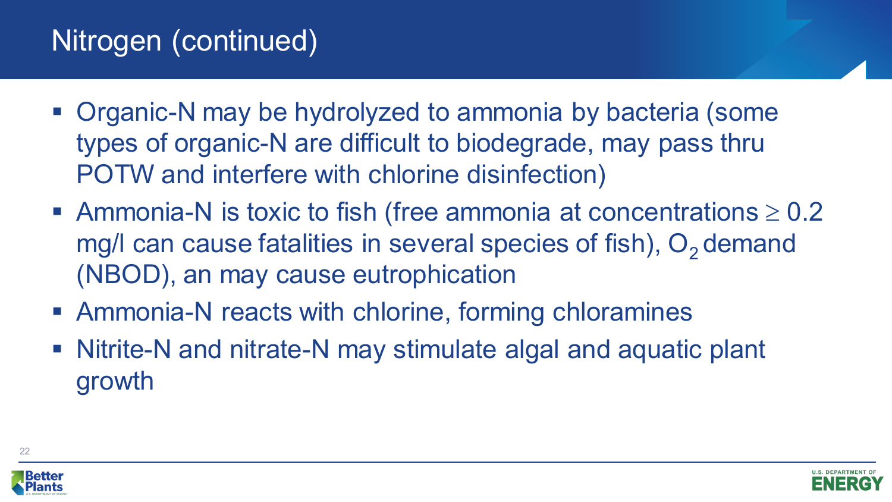# Nitrogen (continued)

- Organic-N may be hydrolyzed to ammonia by bacteria (some types of organic-N are difficult to biodegrade, may pass thru POTW and interfere with chlorine disinfection)
- Ammonia-N is toxic to fish (free ammonia at concentrations $\geq$ 0.2 mg/l can cause fatalities in several species of fish), $O_2$ demand (NBOD), an may cause eutrophication
- Ammonia-N reacts with chlorine, forming chloramines
- Nitrite-N and nitrate-N may stimulate algal and aquatic plant growth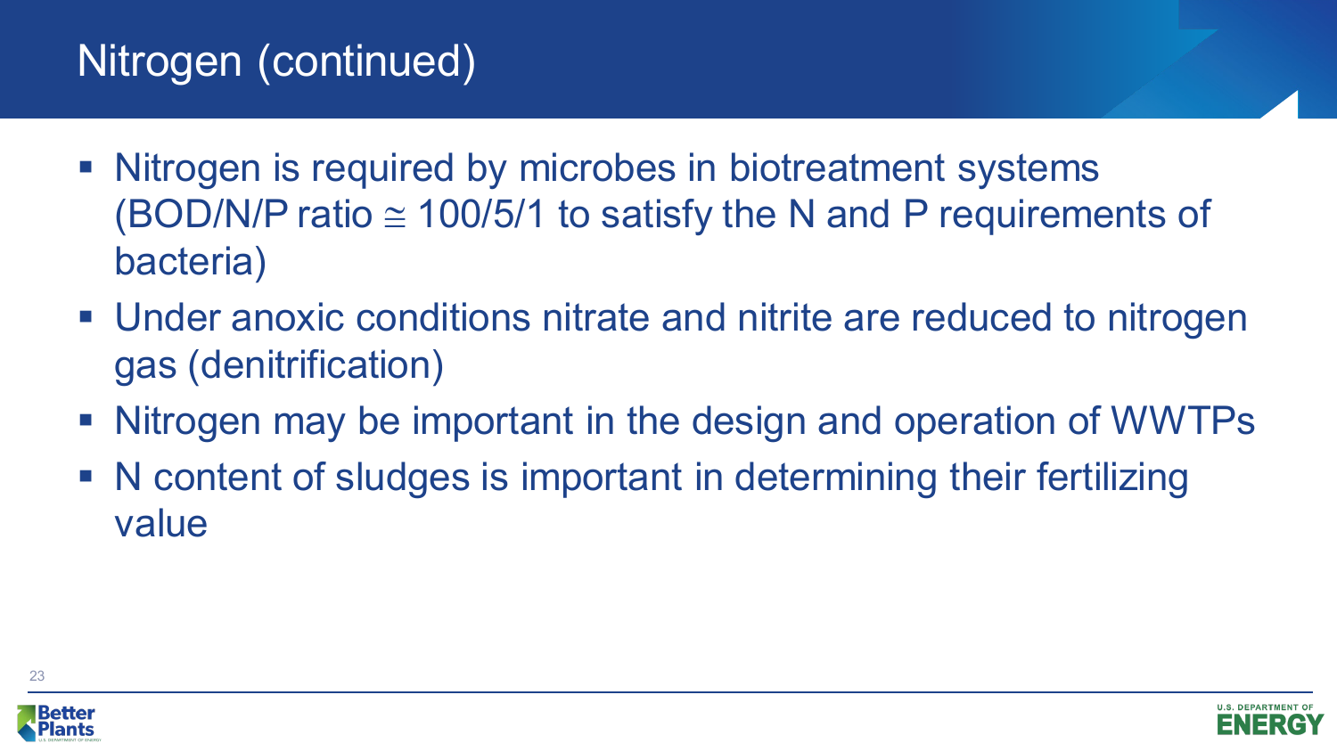# Nitrogen (continued)

- Nitrogen is required by microbes in biotreatment systems (BOD/N/P ratio ≅ 100/5/1 to satisfy the N and P requirements of bacteria)
- Under anoxic conditions nitrate and nitrite are reduced to nitrogen gas (denitrification)
- Nitrogen may be important in the design and operation of WWTPs
- N content of sludges is important in determining their fertilizing value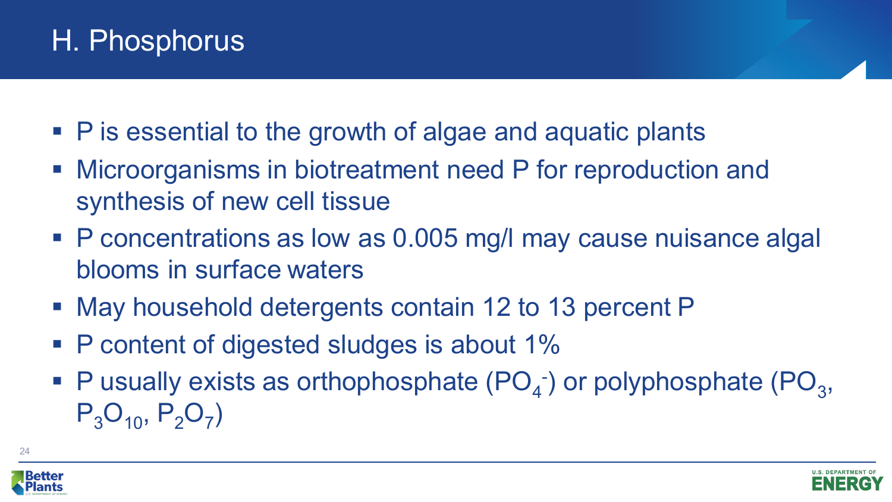# H. Phosphorus

- P is essential to the growth of algae and aquatic plants
- Microorganisms in biotreatment need P for reproduction and synthesis of new cell tissue
- P concentrations as low as 0.005 mg/l may cause nuisance algal blooms in surface waters
- May household detergents contain 12 to 13 percent P
- P content of digested sludges is about 1%
- P usually exists as orthophosphate ($PO_4^-$) or polyphosphate ($PO_3$, $P_3O_{10}$, $P_2O_7$)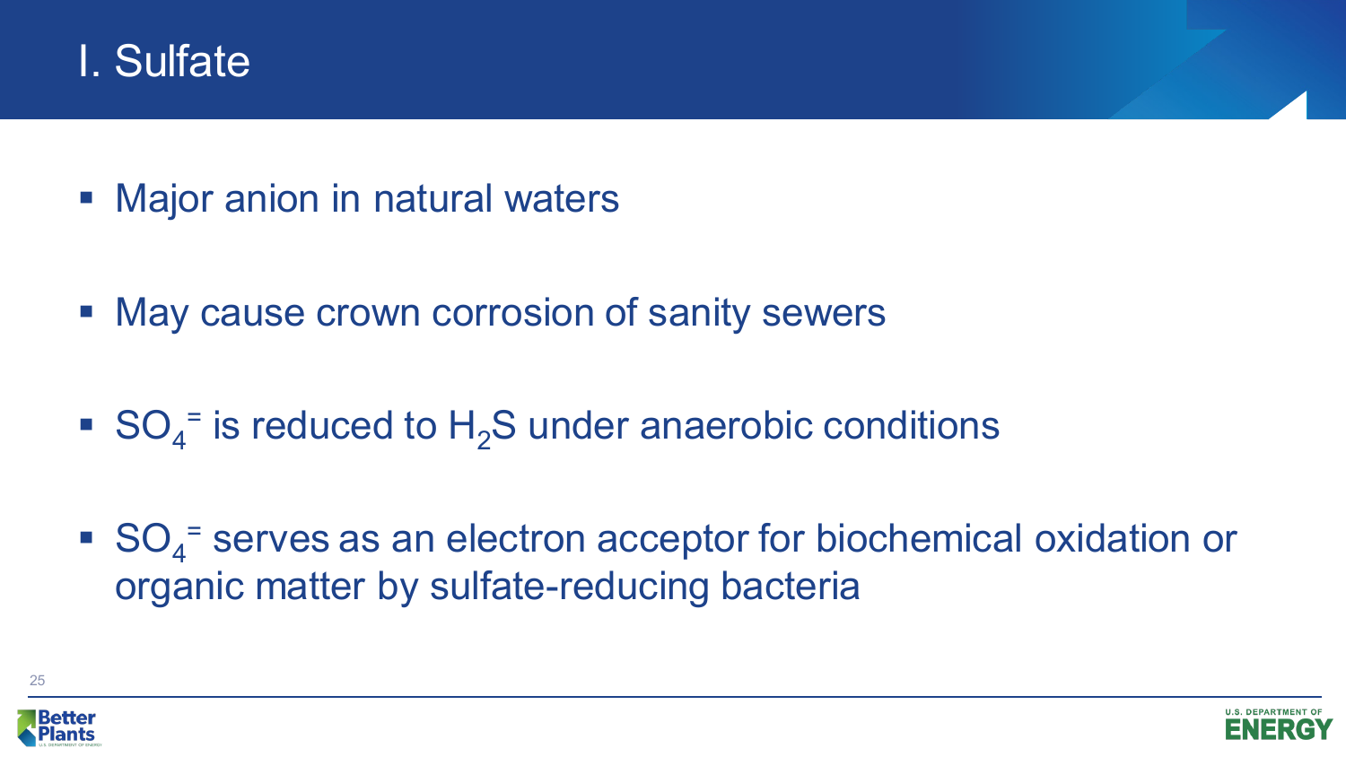# I. Sulfate

- Major anion in natural waters
- May cause crown corrosion of sanity sewers
- $SO_4^=$ is reduced to $H_2S$ under anaerobic conditions
- $SO_4^=$ serves as an electron acceptor for biochemical oxidation or organic matter by sulfate-reducing bacteria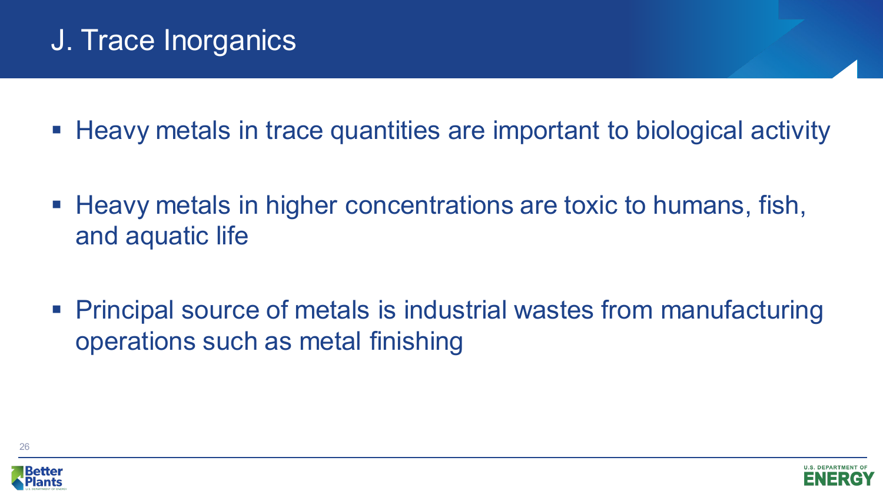# J. Trace Inorganics

- Heavy metals in trace quantities are important to biological activity
- Heavy metals in higher concentrations are toxic to humans, fish, and aquatic life
- Principal source of metals is industrial wastes from manufacturing operations such as metal finishing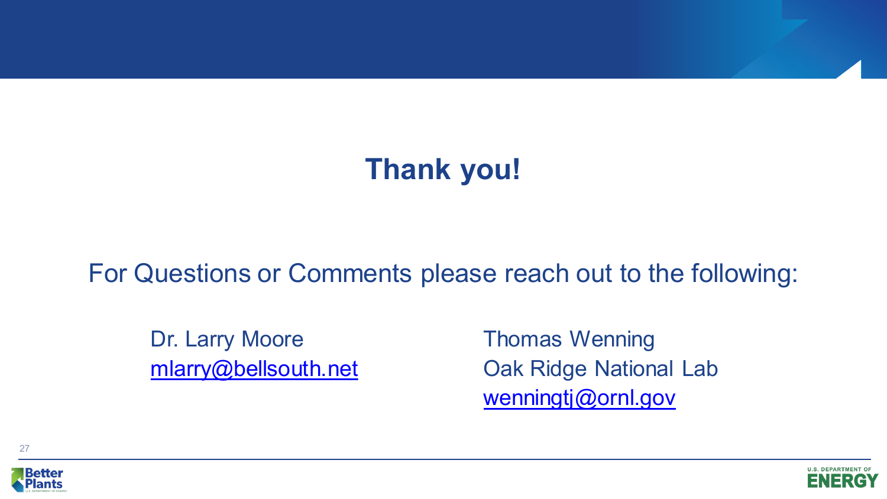# Thank you!

For Questions or Comments please reach out to the following:

Dr. Larry Moore
mlarry@bellsouth.net

Thomas Wenning
Oak Ridge National Lab
wenningtj@ornl.gov